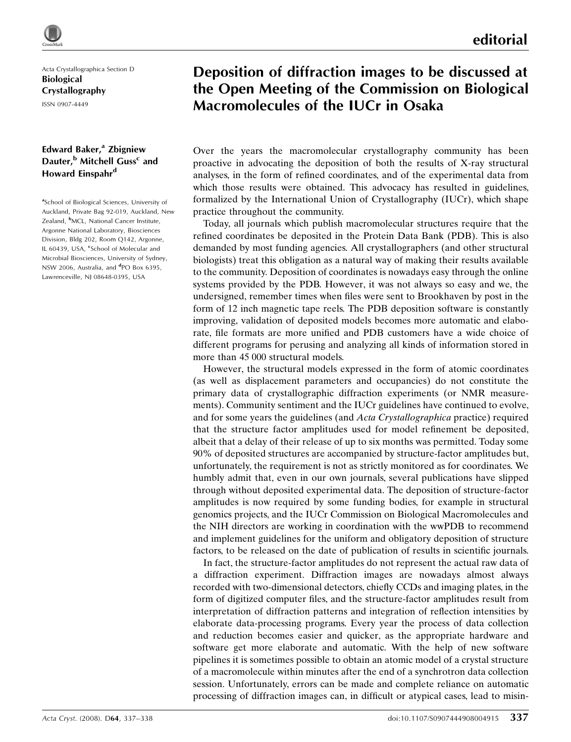editorial

Acta Crystallographica Section D
**Biological Crystallography**
ISSN 0907-4449

# Deposition of diffraction images to be discussed at the Open Meeting of the Commission on Biological Macromolecules of the IUCr in Osaka

**Edward Baker,[a] Zbigniew Dauter,[b] Mitchell Guss[c] and Howard Einspahr[d]**

[a]School of Biological Sciences, University of Auckland, Private Bag 92-019, Auckland, New Zealand, [b]MCL, National Cancer Institute, Argonne National Laboratory, Biosciences Division, Bldg 202, Room Q142, Argonne, IL 60439, USA, [c]School of Molecular and Microbial Biosciences, University of Sydney, NSW 2006, Australia, and [d]PO Box 6395, Lawrenceville, NJ 08648-0395, USA

Over the years the macromolecular crystallography community has been proactive in advocating the deposition of both the results of X-ray structural analyses, in the form of refined coordinates, and of the experimental data from which those results were obtained. This advocacy has resulted in guidelines, formalized by the International Union of Crystallography (IUCr), which shape practice throughout the community.

Today, all journals which publish macromolecular structures require that the refined coordinates be deposited in the Protein Data Bank (PDB). This is also demanded by most funding agencies. All crystallographers (and other structural biologists) treat this obligation as a natural way of making their results available to the community. Deposition of coordinates is nowadays easy through the online systems provided by the PDB. However, it was not always so easy and we, the undersigned, remember times when files were sent to Brookhaven by post in the form of 12 inch magnetic tape reels. The PDB deposition software is constantly improving, validation of deposited models becomes more automatic and elaborate, file formats are more unified and PDB customers have a wide choice of different programs for perusing and analyzing all kinds of information stored in more than 45 000 structural models.

However, the structural models expressed in the form of atomic coordinates (as well as displacement parameters and occupancies) do not constitute the primary data of crystallographic diffraction experiments (or NMR measurements). Community sentiment and the IUCr guidelines have continued to evolve, and for some years the guidelines (and *Acta Crystallographica* practice) required that the structure factor amplitudes used for model refinement be deposited, albeit that a delay of their release of up to six months was permitted. Today some 90% of deposited structures are accompanied by structure-factor amplitudes but, unfortunately, the requirement is not as strictly monitored as for coordinates. We humbly admit that, even in our own journals, several publications have slipped through without deposited experimental data. The deposition of structure-factor amplitudes is now required by some funding bodies, for example in structural genomics projects, and the IUCr Commission on Biological Macromolecules and the NIH directors are working in coordination with the wwPDB to recommend and implement guidelines for the uniform and obligatory deposition of structure factors, to be released on the date of publication of results in scientific journals.

In fact, the structure-factor amplitudes do not represent the actual raw data of a diffraction experiment. Diffraction images are nowadays almost always recorded with two-dimensional detectors, chiefly CCDs and imaging plates, in the form of digitized computer files, and the structure-factor amplitudes result from interpretation of diffraction patterns and integration of reflection intensities by elaborate data-processing programs. Every year the process of data collection and reduction becomes easier and quicker, as the appropriate hardware and software get more elaborate and automatic. With the help of new software pipelines it is sometimes possible to obtain an atomic model of a crystal structure of a macromolecule within minutes after the end of a synchrotron data collection session. Unfortunately, errors can be made and complete reliance on automatic processing of diffraction images can, in difficult or atypical cases, lead to misin-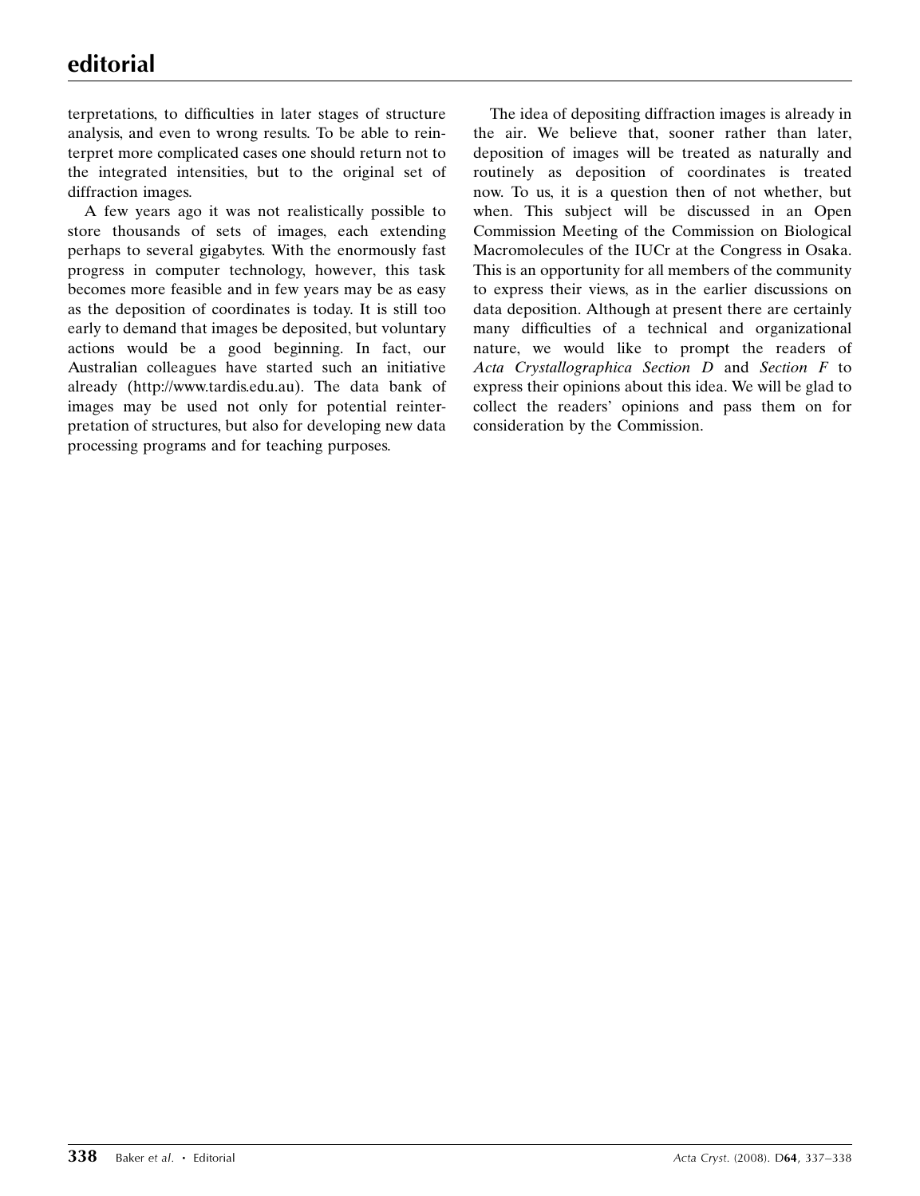terpretations, to difficulties in later stages of structure analysis, and even to wrong results. To be able to reinterpret more complicated cases one should return not to the integrated intensities, but to the original set of diffraction images.

A few years ago it was not realistically possible to store thousands of sets of images, each extending perhaps to several gigabytes. With the enormously fast progress in computer technology, however, this task becomes more feasible and in few years may be as easy as the deposition of coordinates is today. It is still too early to demand that images be deposited, but voluntary actions would be a good beginning. In fact, our Australian colleagues have started such an initiative already (http://www.tardis.edu.au). The data bank of images may be used not only for potential reinterpretation of structures, but also for developing new data processing programs and for teaching purposes.

The idea of depositing diffraction images is already in the air. We believe that, sooner rather than later, deposition of images will be treated as naturally and routinely as deposition of coordinates is treated now. To us, it is a question then of not whether, but when. This subject will be discussed in an Open Commission Meeting of the Commission on Biological Macromolecules of the IUCr at the Congress in Osaka. This is an opportunity for all members of the community to express their views, as in the earlier discussions on data deposition. Although at present there are certainly many difficulties of a technical and organizational nature, we would like to prompt the readers of *Acta Crystallographica Section D* and *Section F* to express their opinions about this idea. We will be glad to collect the readers' opinions and pass them on for consideration by the Commission.